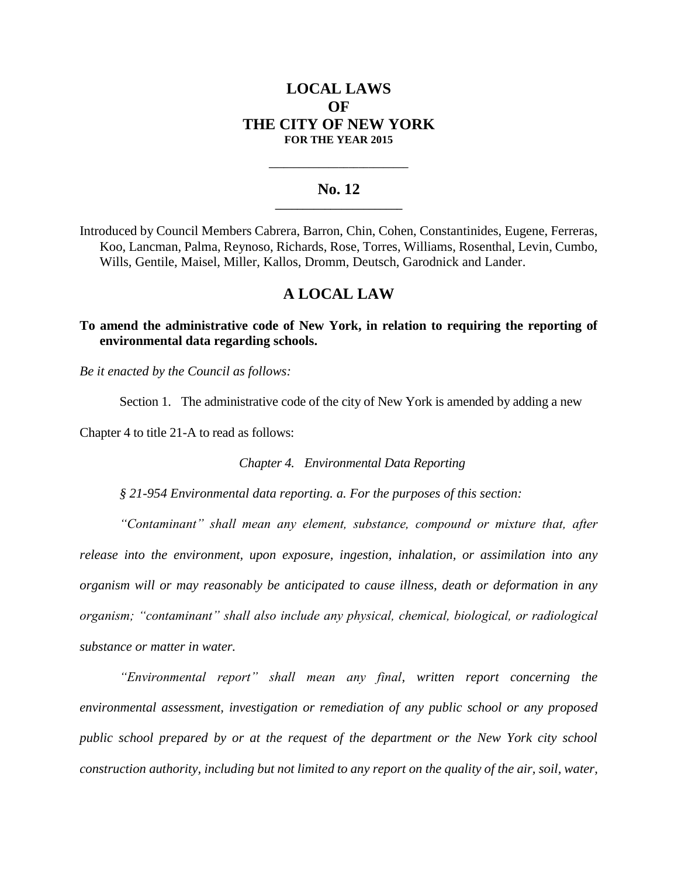# LOCAL LAWS
# OF
# THE CITY OF NEW YORK
## FOR THE YEAR 2015

---

## No. 12

---

Introduced by Council Members Cabrera, Barron, Chin, Cohen, Constantinides, Eugene, Ferreras, Koo, Lancman, Palma, Reynoso, Richards, Rose, Torres, Williams, Rosenthal, Levin, Cumbo, Wills, Gentile, Maisel, Miller, Kallos, Dromm, Deutsch, Garodnick and Lander.

## A LOCAL LAW

**To amend the administrative code of New York, in relation to requiring the reporting of environmental data regarding schools.**

*Be it enacted by the Council as follows:*

Section 1. The administrative code of the city of New York is amended by adding a new Chapter 4 to title 21-A to read as follows:

*Chapter 4. Environmental Data Reporting*

*§ 21-954 Environmental data reporting. a. For the purposes of this section:*

*"Contaminant" shall mean any element, substance, compound or mixture that, after release into the environment, upon exposure, ingestion, inhalation, or assimilation into any organism will or may reasonably be anticipated to cause illness, death or deformation in any organism; "contaminant" shall also include any physical, chemical, biological, or radiological substance or matter in water.*

*"Environmental report" shall mean any final, written report concerning the environmental assessment, investigation or remediation of any public school or any proposed public school prepared by or at the request of the department or the New York city school construction authority, including but not limited to any report on the quality of the air, soil, water,*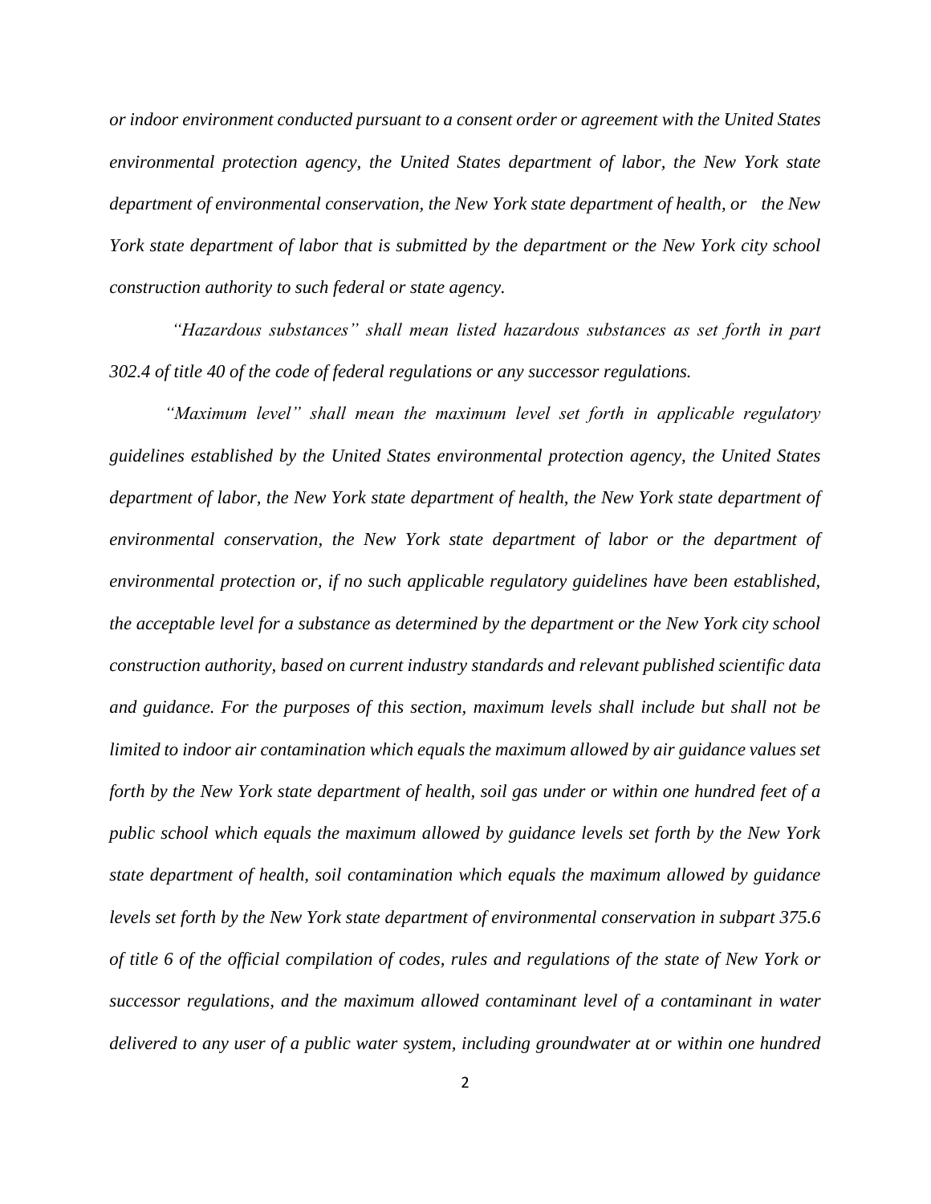*or indoor environment conducted pursuant to a consent order or agreement with the United States environmental protection agency, the United States department of labor, the New York state department of environmental conservation, the New York state department of health, or the New York state department of labor that is submitted by the department or the New York city school construction authority to such federal or state agency.*

*"Hazardous substances" shall mean listed hazardous substances as set forth in part 302.4 of title 40 of the code of federal regulations or any successor regulations.*

*"Maximum level" shall mean the maximum level set forth in applicable regulatory guidelines established by the United States environmental protection agency, the United States department of labor, the New York state department of health, the New York state department of environmental conservation, the New York state department of labor or the department of environmental protection or, if no such applicable regulatory guidelines have been established, the acceptable level for a substance as determined by the department or the New York city school construction authority, based on current industry standards and relevant published scientific data and guidance. For the purposes of this section, maximum levels shall include but shall not be limited to indoor air contamination which equals the maximum allowed by air guidance values set forth by the New York state department of health, soil gas under or within one hundred feet of a public school which equals the maximum allowed by guidance levels set forth by the New York state department of health, soil contamination which equals the maximum allowed by guidance levels set forth by the New York state department of environmental conservation in subpart 375.6 of title 6 of the official compilation of codes, rules and regulations of the state of New York or successor regulations, and the maximum allowed contaminant level of a contaminant in water delivered to any user of a public water system, including groundwater at or within one hundred*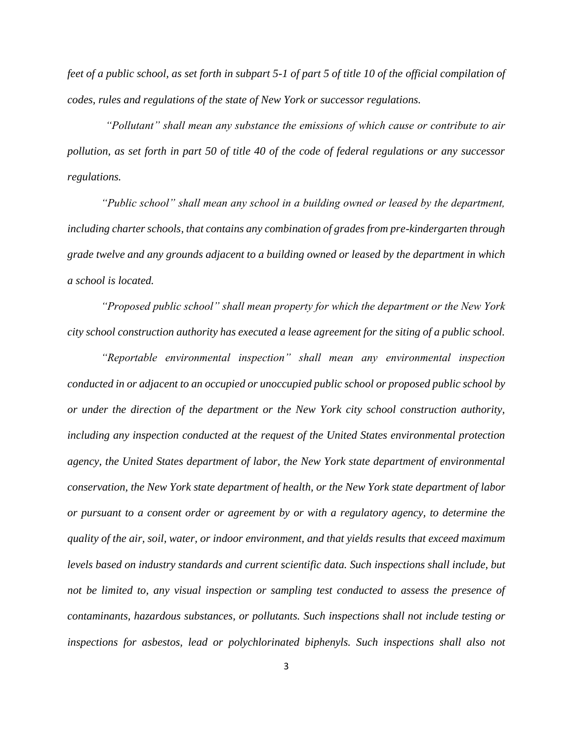*feet of a public school, as set forth in subpart 5-1 of part 5 of title 10 of the official compilation of codes, rules and regulations of the state of New York or successor regulations.*

*"Pollutant" shall mean any substance the emissions of which cause or contribute to air pollution, as set forth in part 50 of title 40 of the code of federal regulations or any successor regulations.*

*"Public school" shall mean any school in a building owned or leased by the department, including charter schools, that contains any combination of grades from pre-kindergarten through grade twelve and any grounds adjacent to a building owned or leased by the department in which a school is located.*

*"Proposed public school" shall mean property for which the department or the New York city school construction authority has executed a lease agreement for the siting of a public school.*

*"Reportable environmental inspection" shall mean any environmental inspection conducted in or adjacent to an occupied or unoccupied public school or proposed public school by or under the direction of the department or the New York city school construction authority, including any inspection conducted at the request of the United States environmental protection agency, the United States department of labor, the New York state department of environmental conservation, the New York state department of health, or the New York state department of labor or pursuant to a consent order or agreement by or with a regulatory agency, to determine the quality of the air, soil, water, or indoor environment, and that yields results that exceed maximum levels based on industry standards and current scientific data. Such inspections shall include, but not be limited to, any visual inspection or sampling test conducted to assess the presence of contaminants, hazardous substances, or pollutants. Such inspections shall not include testing or inspections for asbestos, lead or polychlorinated biphenyls. Such inspections shall also not*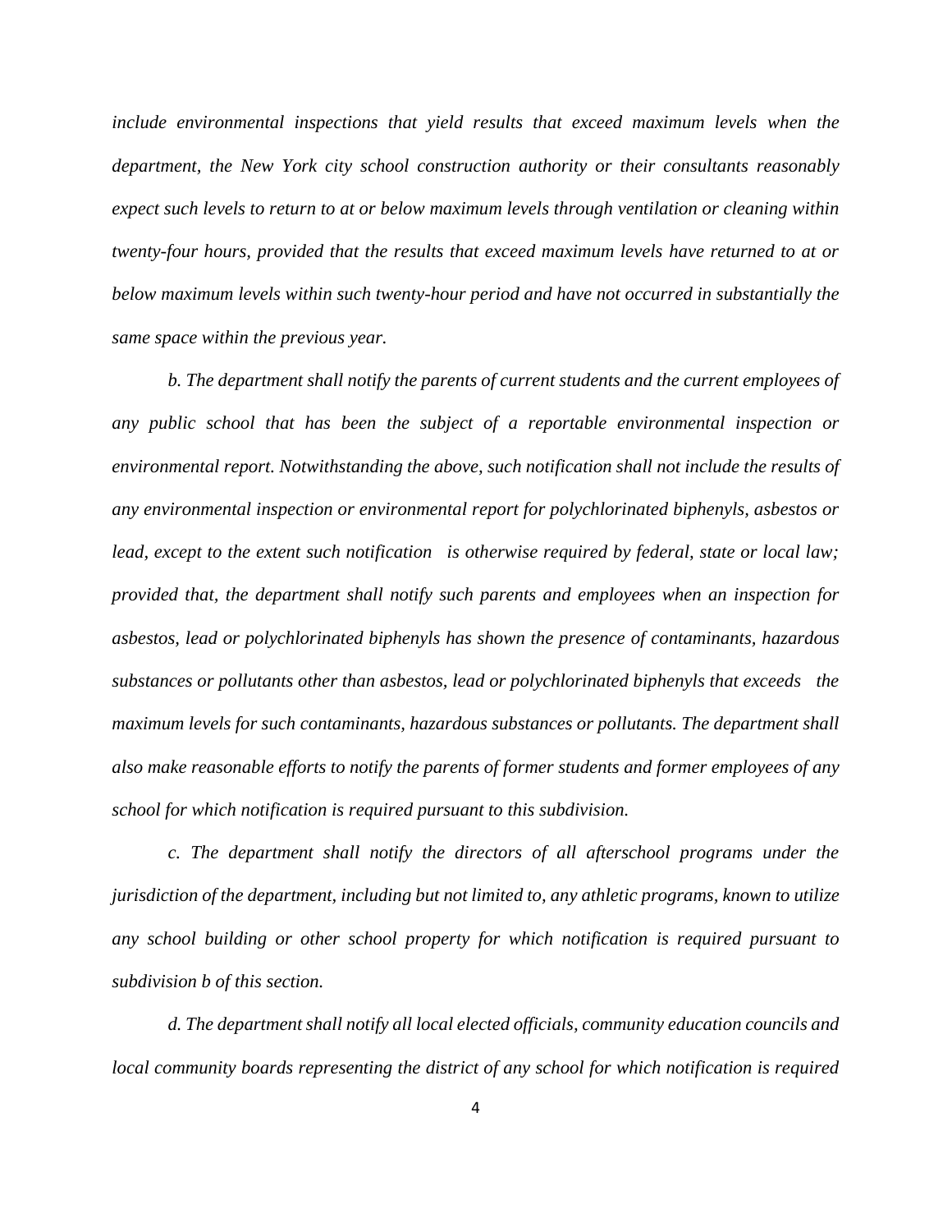*include environmental inspections that yield results that exceed maximum levels when the department, the New York city school construction authority or their consultants reasonably expect such levels to return to at or below maximum levels through ventilation or cleaning within twenty-four hours, provided that the results that exceed maximum levels have returned to at or below maximum levels within such twenty-hour period and have not occurred in substantially the same space within the previous year.*

*b. The department shall notify the parents of current students and the current employees of any public school that has been the subject of a reportable environmental inspection or environmental report. Notwithstanding the above, such notification shall not include the results of any environmental inspection or environmental report for polychlorinated biphenyls, asbestos or lead, except to the extent such notification is otherwise required by federal, state or local law; provided that, the department shall notify such parents and employees when an inspection for asbestos, lead or polychlorinated biphenyls has shown the presence of contaminants, hazardous substances or pollutants other than asbestos, lead or polychlorinated biphenyls that exceeds the maximum levels for such contaminants, hazardous substances or pollutants. The department shall also make reasonable efforts to notify the parents of former students and former employees of any school for which notification is required pursuant to this subdivision.*

*c. The department shall notify the directors of all afterschool programs under the jurisdiction of the department, including but not limited to, any athletic programs, known to utilize any school building or other school property for which notification is required pursuant to subdivision b of this section.*

*d. The department shall notify all local elected officials, community education councils and local community boards representing the district of any school for which notification is required*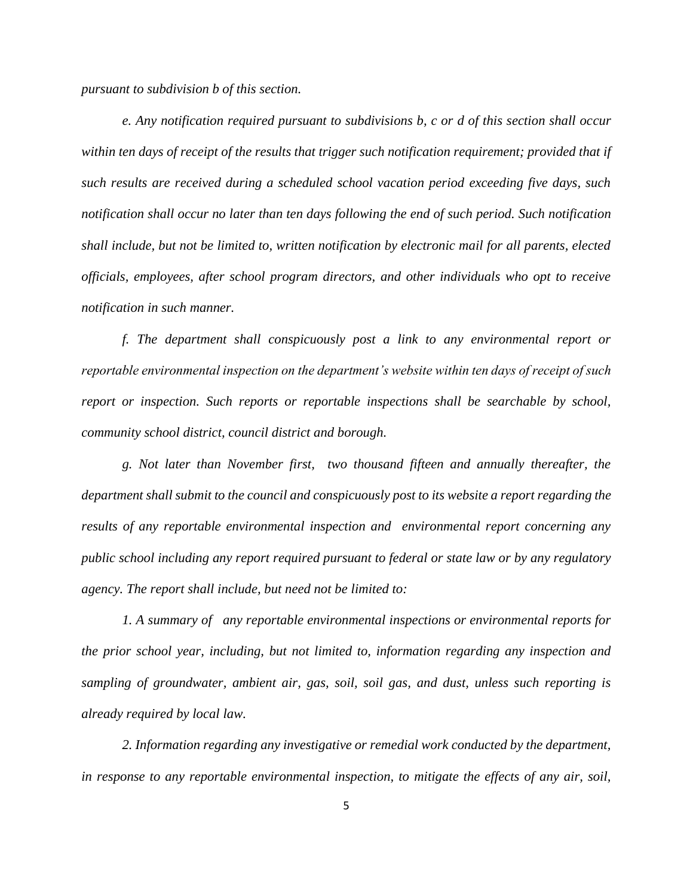*pursuant to subdivision b of this section.*

*e. Any notification required pursuant to subdivisions b, c or d of this section shall occur within ten days of receipt of the results that trigger such notification requirement; provided that if such results are received during a scheduled school vacation period exceeding five days, such notification shall occur no later than ten days following the end of such period. Such notification shall include, but not be limited to, written notification by electronic mail for all parents, elected officials, employees, after school program directors, and other individuals who opt to receive notification in such manner.*

*f. The department shall conspicuously post a link to any environmental report or reportable environmental inspection on the department's website within ten days of receipt of such report or inspection. Such reports or reportable inspections shall be searchable by school, community school district, council district and borough.*

*g. Not later than November first, two thousand fifteen and annually thereafter, the department shall submit to the council and conspicuously post to its website a report regarding the results of any reportable environmental inspection and environmental report concerning any public school including any report required pursuant to federal or state law or by any regulatory agency. The report shall include, but need not be limited to:*

*1. A summary of any reportable environmental inspections or environmental reports for the prior school year, including, but not limited to, information regarding any inspection and sampling of groundwater, ambient air, gas, soil, soil gas, and dust, unless such reporting is already required by local law.*

*2. Information regarding any investigative or remedial work conducted by the department, in response to any reportable environmental inspection, to mitigate the effects of any air, soil,*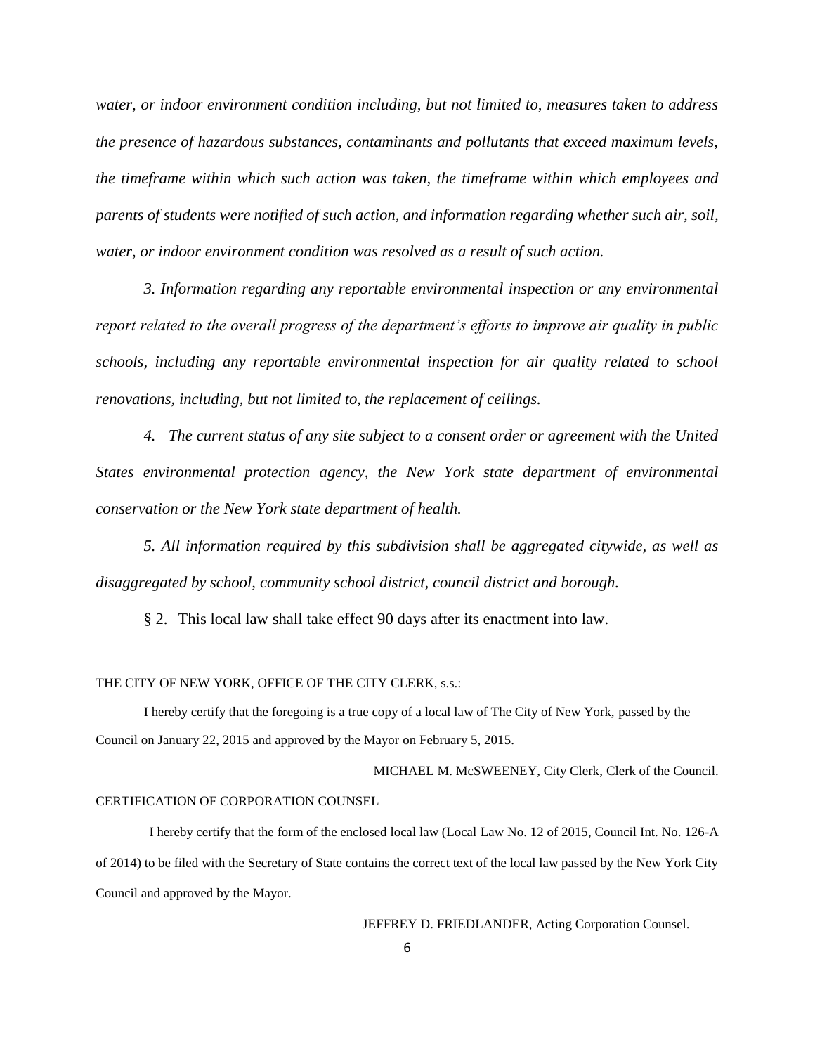*water, or indoor environment condition including, but not limited to, measures taken to address the presence of hazardous substances, contaminants and pollutants that exceed maximum levels, the timeframe within which such action was taken, the timeframe within which employees and parents of students were notified of such action, and information regarding whether such air, soil, water, or indoor environment condition was resolved as a result of such action.*

*3. Information regarding any reportable environmental inspection or any environmental report related to the overall progress of the department's efforts to improve air quality in public schools, including any reportable environmental inspection for air quality related to school renovations, including, but not limited to, the replacement of ceilings.*

*4. The current status of any site subject to a consent order or agreement with the United States environmental protection agency, the New York state department of environmental conservation or the New York state department of health.*

*5. All information required by this subdivision shall be aggregated citywide, as well as disaggregated by school, community school district, council district and borough.*

§ 2. This local law shall take effect 90 days after its enactment into law.

THE CITY OF NEW YORK, OFFICE OF THE CITY CLERK, s.s.:

I hereby certify that the foregoing is a true copy of a local law of The City of New York, passed by the Council on January 22, 2015 and approved by the Mayor on February 5, 2015.

MICHAEL M. McSWEENEY, City Clerk, Clerk of the Council.

CERTIFICATION OF CORPORATION COUNSEL

I hereby certify that the form of the enclosed local law (Local Law No. 12 of 2015, Council Int. No. 126-A of 2014) to be filed with the Secretary of State contains the correct text of the local law passed by the New York City Council and approved by the Mayor.

JEFFREY D. FRIEDLANDER, Acting Corporation Counsel.